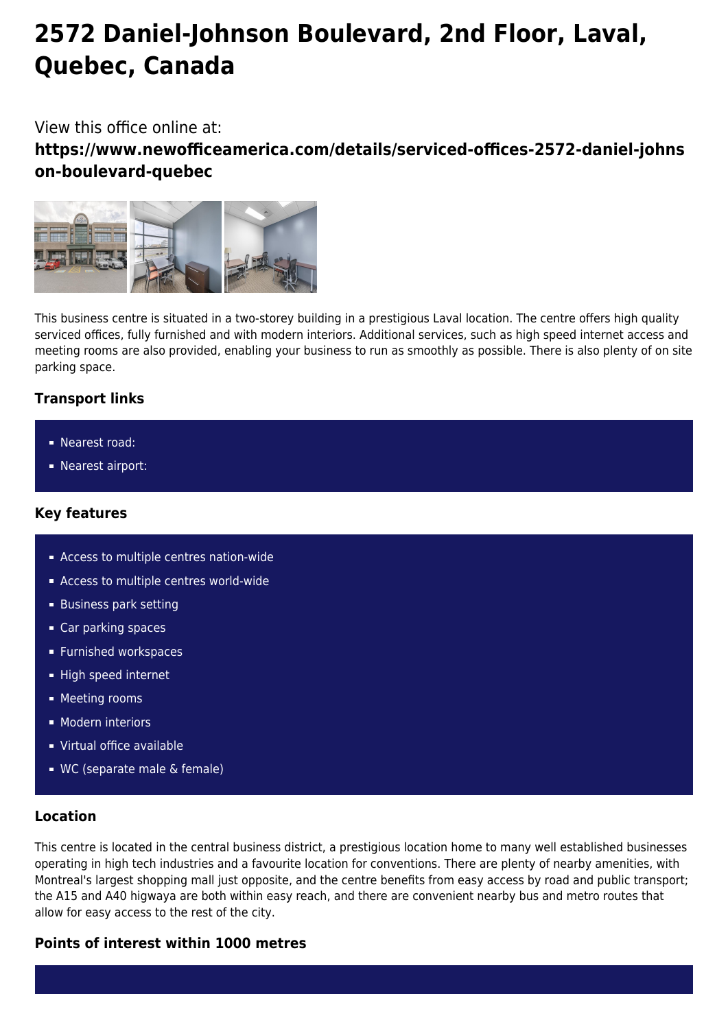# 2572 Daniel-Johnson Boulevard, 2nd Floor, Laval, Quebec, Canada

View this office online at:

**https://www.newofficeamerica.com/details/serviced-offices-2572-daniel-johnson-boulevard-quebec**

This business centre is situated in a two-storey building in a prestigious Laval location. The centre offers high quality serviced offices, fully furnished and with modern interiors. Additional services, such as high speed internet access and meeting rooms are also provided, enabling your business to run as smoothly as possible. There is also plenty of on site parking space.

### Transport links

- Nearest road:
- Nearest airport:

### Key features

- Access to multiple centres nation-wide
- Access to multiple centres world-wide
- Business park setting
- Car parking spaces
- Furnished workspaces
- High speed internet
- Meeting rooms
- Modern interiors
- Virtual office available
- WC (separate male & female)

### Location

This centre is located in the central business district, a prestigious location home to many well established businesses operating in high tech industries and a favourite location for conventions. There are plenty of nearby amenities, with Montreal's largest shopping mall just opposite, and the centre benefits from easy access by road and public transport; the A15 and A40 higwaya are both within easy reach, and there are convenient nearby bus and metro routes that allow for easy access to the rest of the city.

### Points of interest within 1000 metres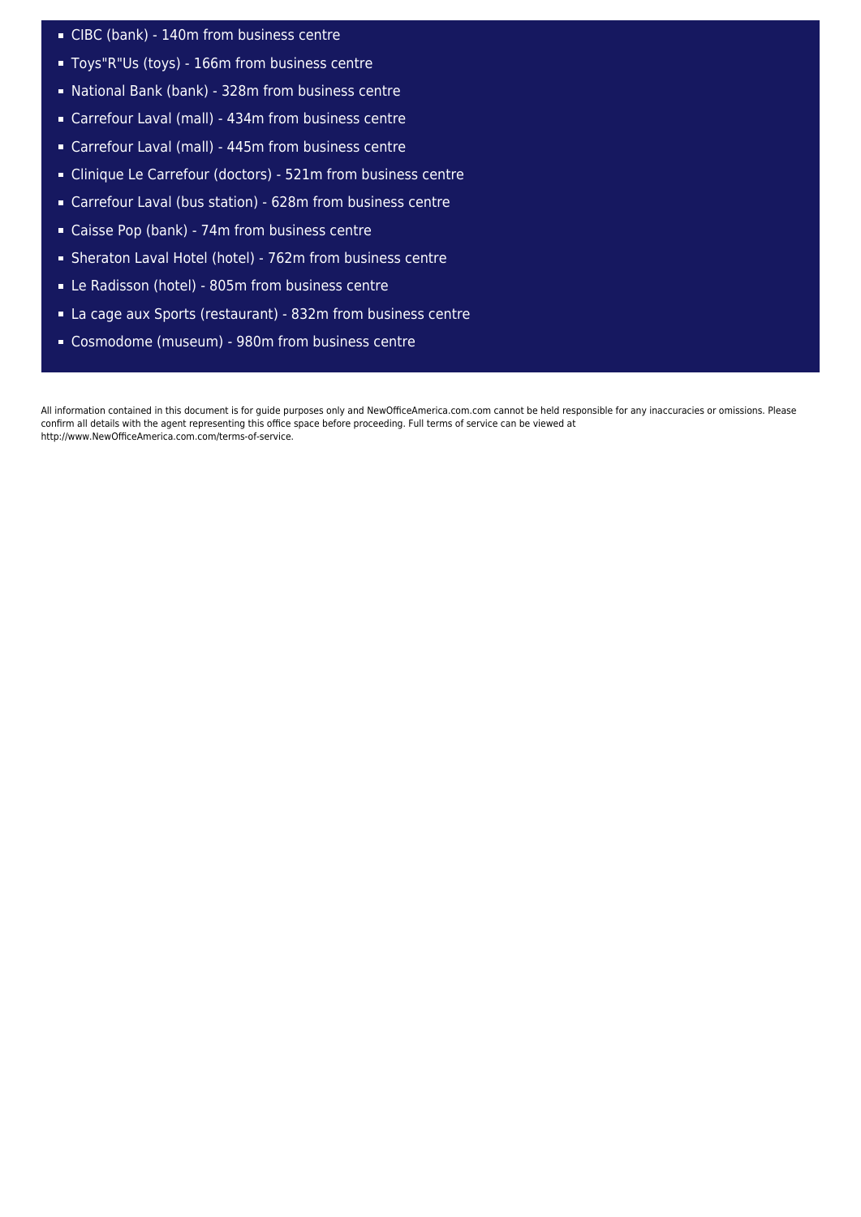- CIBC (bank) - 140m from business centre
- Toys"R"Us (toys) - 166m from business centre
- National Bank (bank) - 328m from business centre
- Carrefour Laval (mall) - 434m from business centre
- Carrefour Laval (mall) - 445m from business centre
- Clinique Le Carrefour (doctors) - 521m from business centre
- Carrefour Laval (bus station) - 628m from business centre
- Caisse Pop (bank) - 74m from business centre
- Sheraton Laval Hotel (hotel) - 762m from business centre
- Le Radisson (hotel) - 805m from business centre
- La cage aux Sports (restaurant) - 832m from business centre
- Cosmodome (museum) - 980m from business centre

All information contained in this document is for guide purposes only and NewOfficeAmerica.com.com cannot be held responsible for any inaccuracies or omissions. Please confirm all details with the agent representing this office space before proceeding. Full terms of service can be viewed at http://www.NewOfficeAmerica.com.com/terms-of-service.